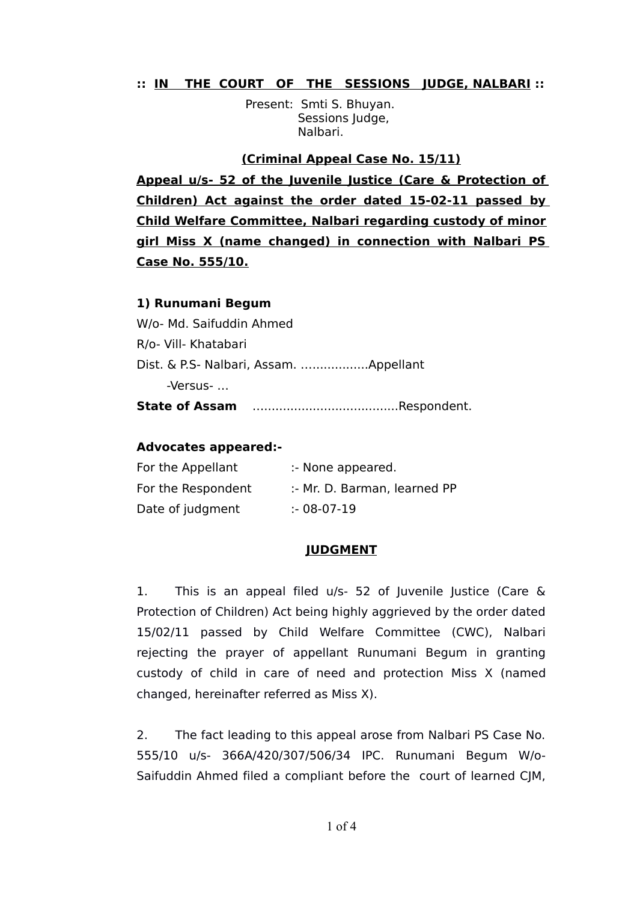**:: IN THE COURT OF THE SESSIONS JUDGE, NALBARI ::**

Present: Smti S. Bhuyan.
Sessions Judge,
Nalbari.

**(Criminal Appeal Case No. 15/11)**

**Appeal u/s- 52 of the Juvenile Justice (Care & Protection of Children) Act against the order dated 15-02-11 passed by Child Welfare Committee, Nalbari regarding custody of minor girl Miss X (name changed) in connection with Nalbari PS Case No. 555/10.**

**1) Runumani Begum**
W/o- Md. Saifuddin Ahmed
R/o- Vill- Khatabari
Dist. & P.S- Nalbari, Assam. ..................Appellant
-Versus- ...
**State of Assam** .......................................Respondent.

**Advocates appeared:-**

For the Appellant :- None appeared.
For the Respondent :- Mr. D. Barman, learned PP
Date of judgment :- 08-07-19

**JUDGMENT**

1. This is an appeal filed u/s- 52 of Juvenile Justice (Care & Protection of Children) Act being highly aggrieved by the order dated 15/02/11 passed by Child Welfare Committee (CWC), Nalbari rejecting the prayer of appellant Runumani Begum in granting custody of child in care of need and protection Miss X (named changed, hereinafter referred as Miss X).

2. The fact leading to this appeal arose from Nalbari PS Case No. 555/10 u/s- 366A/420/307/506/34 IPC. Runumani Begum W/o- Saifuddin Ahmed filed a compliant before the court of learned CJM,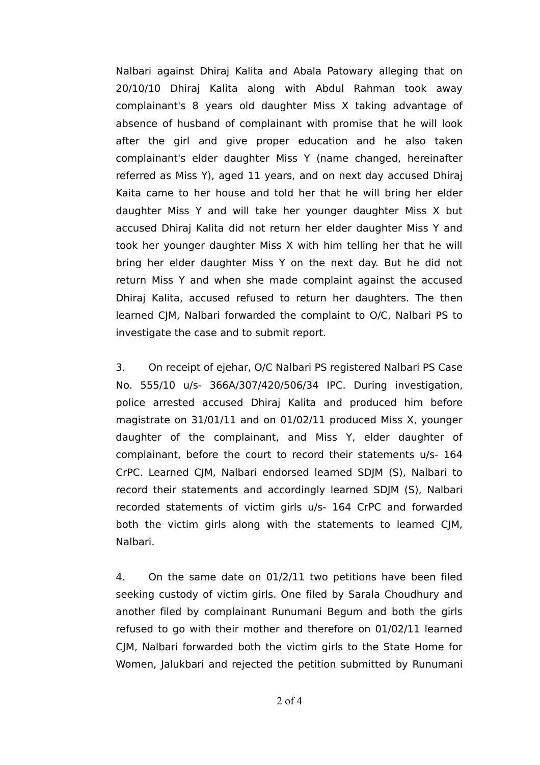Nalbari against Dhiraj Kalita and Abala Patowary alleging that on 20/10/10 Dhiraj Kalita along with Abdul Rahman took away complainant's 8 years old daughter Miss X taking advantage of absence of husband of complainant with promise that he will look after the girl and give proper education and he also taken complainant's elder daughter Miss Y (name changed, hereinafter referred as Miss Y), aged 11 years, and on next day accused Dhiraj Kaita came to her house and told her that he will bring her elder daughter Miss Y and will take her younger daughter Miss X but accused Dhiraj Kalita did not return her elder daughter Miss Y and took her younger daughter Miss X with him telling her that he will bring her elder daughter Miss Y on the next day. But he did not return Miss Y and when she made complaint against the accused Dhiraj Kalita, accused refused to return her daughters. The then learned CJM, Nalbari forwarded the complaint to O/C, Nalbari PS to investigate the case and to submit report.

3. On receipt of ejehar, O/C Nalbari PS registered Nalbari PS Case No. 555/10 u/s- 366A/307/420/506/34 IPC. During investigation, police arrested accused Dhiraj Kalita and produced him before magistrate on 31/01/11 and on 01/02/11 produced Miss X, younger daughter of the complainant, and Miss Y, elder daughter of complainant, before the court to record their statements u/s- 164 CrPC. Learned CJM, Nalbari endorsed learned SDJM (S), Nalbari to record their statements and accordingly learned SDJM (S), Nalbari recorded statements of victim girls u/s- 164 CrPC and forwarded both the victim girls along with the statements to learned CJM, Nalbari.

4. On the same date on 01/2/11 two petitions have been filed seeking custody of victim girls. One filed by Sarala Choudhury and another filed by complainant Runumani Begum and both the girls refused to go with their mother and therefore on 01/02/11 learned CJM, Nalbari forwarded both the victim girls to the State Home for Women, Jalukbari and rejected the petition submitted by Runumani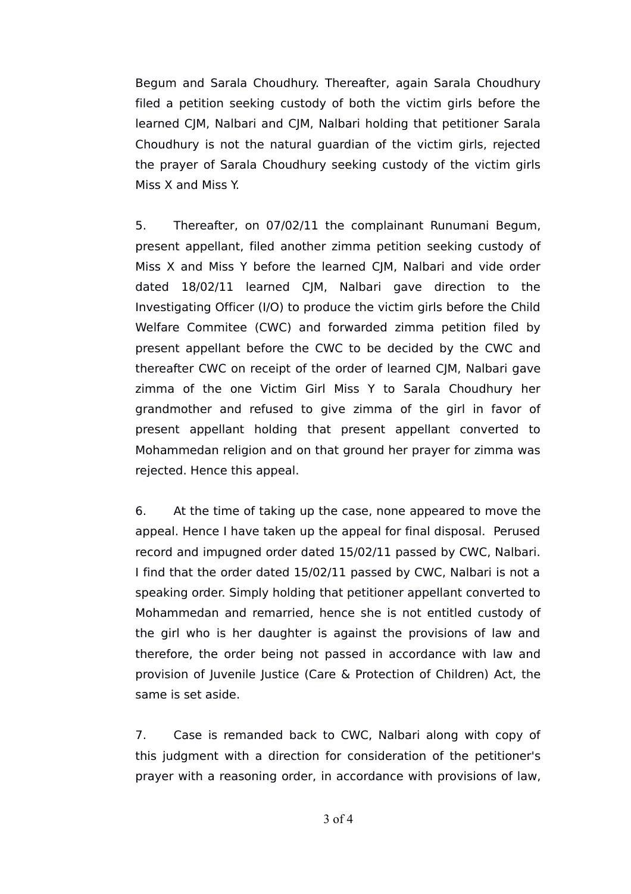Begum and Sarala Choudhury. Thereafter, again Sarala Choudhury filed a petition seeking custody of both the victim girls before the learned CJM, Nalbari and CJM, Nalbari holding that petitioner Sarala Choudhury is not the natural guardian of the victim girls, rejected the prayer of Sarala Choudhury seeking custody of the victim girls Miss X and Miss Y.

5. Thereafter, on 07/02/11 the complainant Runumani Begum, present appellant, filed another zimma petition seeking custody of Miss X and Miss Y before the learned CJM, Nalbari and vide order dated 18/02/11 learned CJM, Nalbari gave direction to the Investigating Officer (I/O) to produce the victim girls before the Child Welfare Commitee (CWC) and forwarded zimma petition filed by present appellant before the CWC to be decided by the CWC and thereafter CWC on receipt of the order of learned CJM, Nalbari gave zimma of the one Victim Girl Miss Y to Sarala Choudhury her grandmother and refused to give zimma of the girl in favor of present appellant holding that present appellant converted to Mohammedan religion and on that ground her prayer for zimma was rejected. Hence this appeal.

6. At the time of taking up the case, none appeared to move the appeal. Hence I have taken up the appeal for final disposal. Perused record and impugned order dated 15/02/11 passed by CWC, Nalbari. I find that the order dated 15/02/11 passed by CWC, Nalbari is not a speaking order. Simply holding that petitioner appellant converted to Mohammedan and remarried, hence she is not entitled custody of the girl who is her daughter is against the provisions of law and therefore, the order being not passed in accordance with law and provision of Juvenile Justice (Care & Protection of Children) Act, the same is set aside.

7. Case is remanded back to CWC, Nalbari along with copy of this judgment with a direction for consideration of the petitioner's prayer with a reasoning order, in accordance with provisions of law,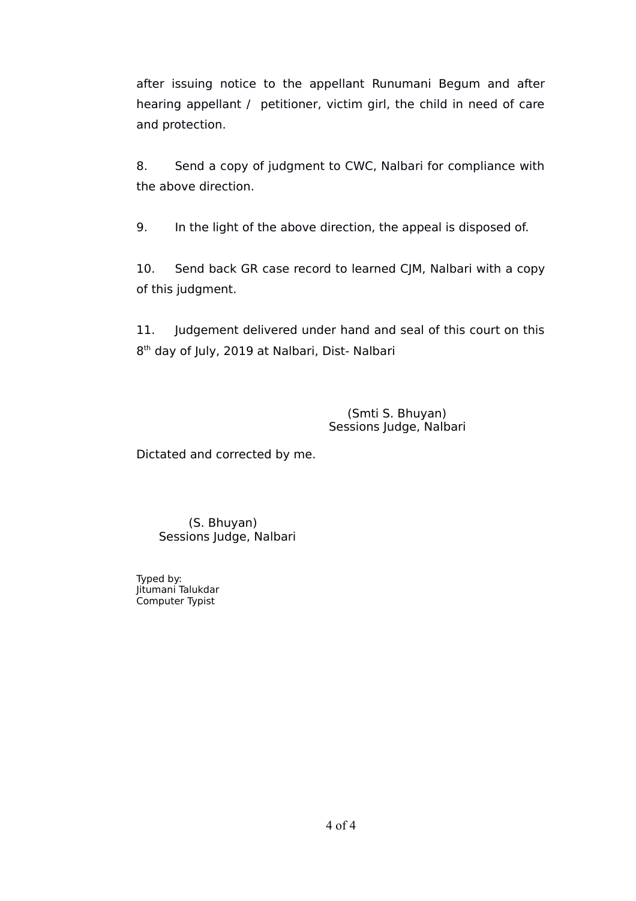after issuing notice to the appellant Runumani Begum and after hearing appellant / petitioner, victim girl, the child in need of care and protection.

8. Send a copy of judgment to CWC, Nalbari for compliance with the above direction.

9. In the light of the above direction, the appeal is disposed of.

10. Send back GR case record to learned CJM, Nalbari with a copy of this judgment.

11. Judgement delivered under hand and seal of this court on this 8th day of July, 2019 at Nalbari, Dist- Nalbari

(Smti S. Bhuyan)
Sessions Judge, Nalbari

Dictated and corrected by me.

(S. Bhuyan)
Sessions Judge, Nalbari

Typed by:
Jitumani Talukdar
Computer Typist